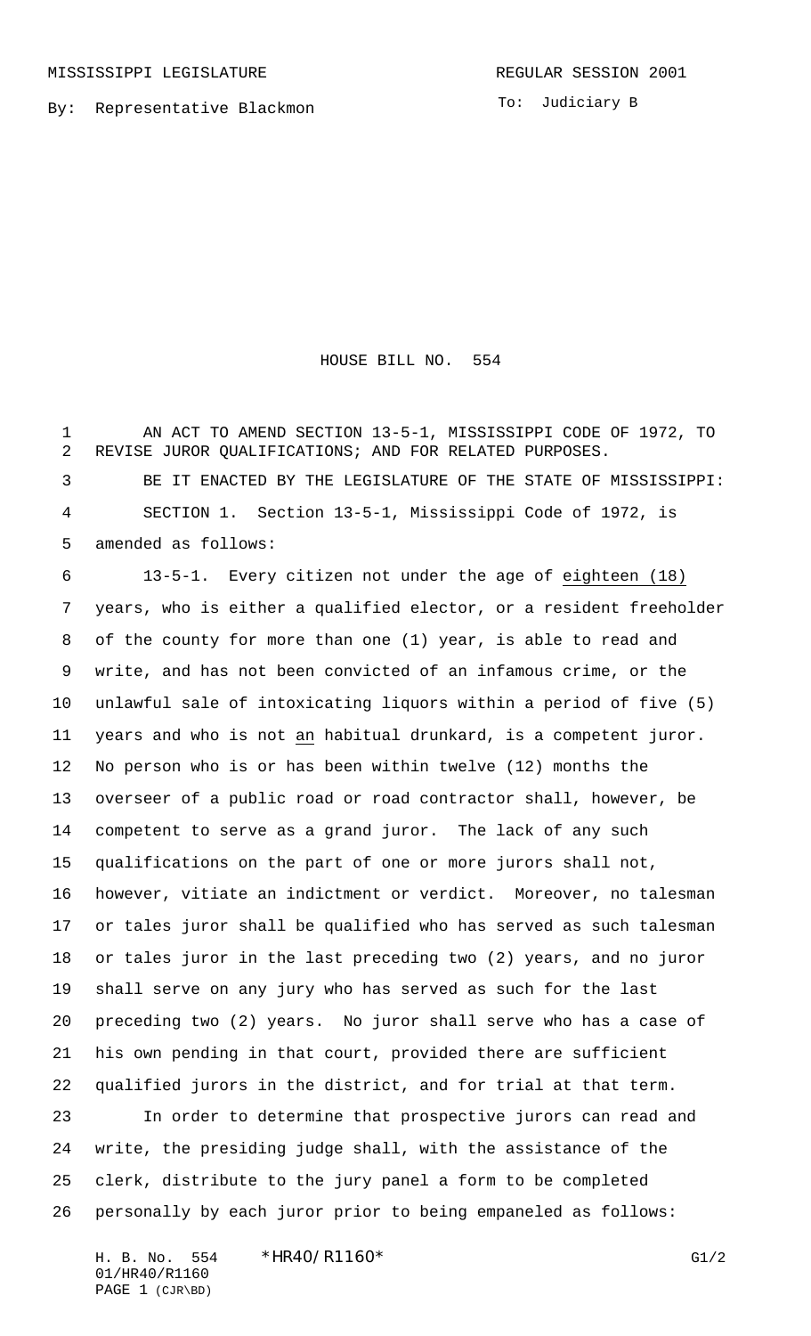MISSISSIPPI LEGISLATURE REGULAR SESSION 2001

By: Representative Blackmon

To: Judiciary B

# HOUSE BILL NO. 554

AN ACT TO AMEND SECTION 13-5-1, MISSISSIPPI CODE OF 1972, TO REVISE JUROR QUALIFICATIONS; AND FOR RELATED PURPOSES.

BE IT ENACTED BY THE LEGISLATURE OF THE STATE OF MISSISSIPPI:

SECTION 1. Section 13-5-1, Mississippi Code of 1972, is amended as follows:

13-5-1. Every citizen not under the age of eighteen (18) years, who is either a qualified elector, or a resident freeholder of the county for more than one (1) year, is able to read and write, and has not been convicted of an infamous crime, or the unlawful sale of intoxicating liquors within a period of five (5) years and who is not an habitual drunkard, is a competent juror. No person who is or has been within twelve (12) months the overseer of a public road or road contractor shall, however, be competent to serve as a grand juror. The lack of any such qualifications on the part of one or more jurors shall not, however, vitiate an indictment or verdict. Moreover, no talesman or tales juror shall be qualified who has served as such talesman or tales juror in the last preceding two (2) years, and no juror shall serve on any jury who has served as such for the last preceding two (2) years. No juror shall serve who has a case of his own pending in that court, provided there are sufficient qualified jurors in the district, and for trial at that term.

In order to determine that prospective jurors can read and write, the presiding judge shall, with the assistance of the clerk, distribute to the jury panel a form to be completed personally by each juror prior to being empaneled as follows: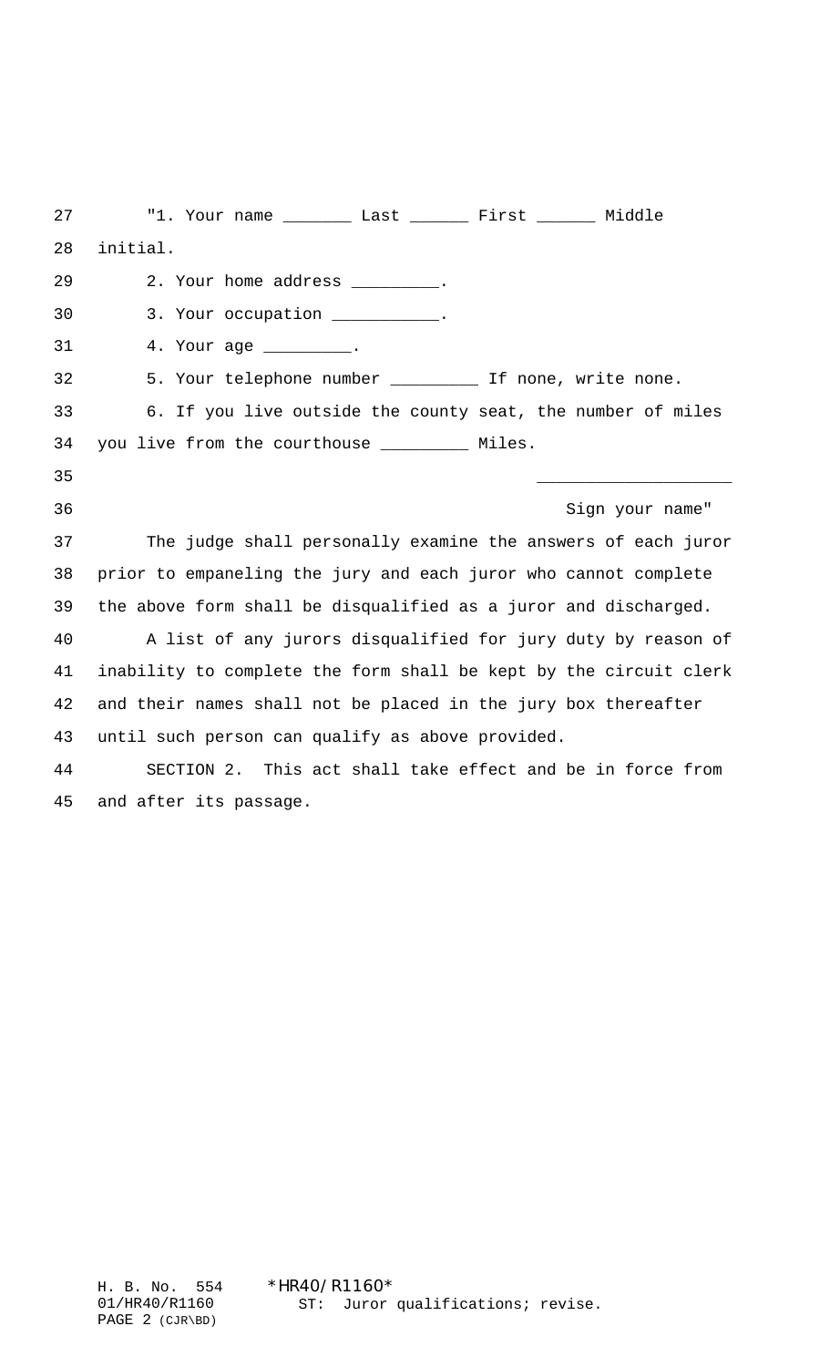"1. Your name _______ Last ______ First ______ Middle initial.

2. Your home address _________.

3. Your occupation ___________.

4. Your age _________.

5. Your telephone number _________ If none, write none.

6. If you live outside the county seat, the number of miles you live from the courthouse _________ Miles.

___________________

Sign your name"

The judge shall personally examine the answers of each juror prior to empaneling the jury and each juror who cannot complete the above form shall be disqualified as a juror and discharged.

A list of any jurors disqualified for jury duty by reason of inability to complete the form shall be kept by the circuit clerk and their names shall not be placed in the jury box thereafter until such person can qualify as above provided.

SECTION 2. This act shall take effect and be in force from and after its passage.